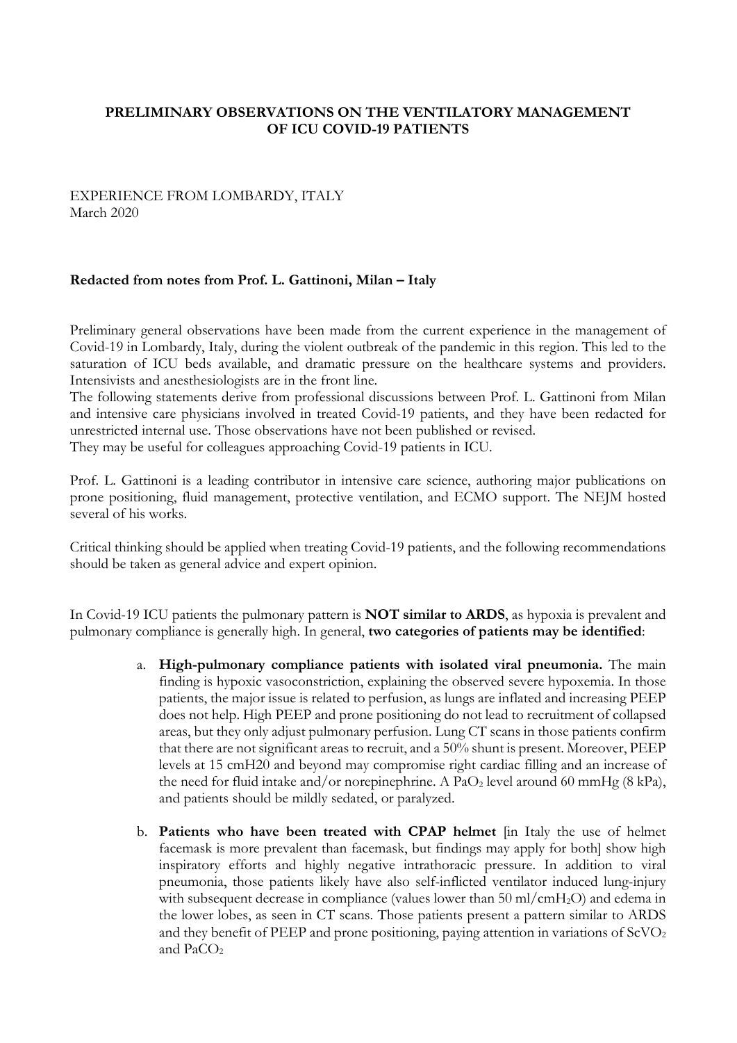**PRELIMINARY OBSERVATIONS ON THE VENTILATORY MANAGEMENT OF ICU COVID-19 PATIENTS**

EXPERIENCE FROM LOMBARDY, ITALY
March 2020

**Redacted from notes from Prof. L. Gattinoni, Milan – Italy**

Preliminary general observations have been made from the current experience in the management of Covid-19 in Lombardy, Italy, during the violent outbreak of the pandemic in this region. This led to the saturation of ICU beds available, and dramatic pressure on the healthcare systems and providers. Intensivists and anesthesiologists are in the front line.
The following statements derive from professional discussions between Prof. L. Gattinoni from Milan and intensive care physicians involved in treated Covid-19 patients, and they have been redacted for unrestricted internal use. Those observations have not been published or revised.
They may be useful for colleagues approaching Covid-19 patients in ICU.

Prof. L. Gattinoni is a leading contributor in intensive care science, authoring major publications on prone positioning, fluid management, protective ventilation, and ECMO support. The NEJM hosted several of his works.

Critical thinking should be applied when treating Covid-19 patients, and the following recommendations should be taken as general advice and expert opinion.

In Covid-19 ICU patients the pulmonary pattern is **NOT similar to ARDS**, as hypoxia is prevalent and pulmonary compliance is generally high. In general, **two categories of patients may be identified**:

a. **High-pulmonary compliance patients with isolated viral pneumonia.** The main finding is hypoxic vasoconstriction, explaining the observed severe hypoxemia. In those patients, the major issue is related to perfusion, as lungs are inflated and increasing PEEP does not help. High PEEP and prone positioning do not lead to recruitment of collapsed areas, but they only adjust pulmonary perfusion. Lung CT scans in those patients confirm that there are not significant areas to recruit, and a 50% shunt is present. Moreover, PEEP levels at 15 cmH20 and beyond may compromise right cardiac filling and an increase of the need for fluid intake and/or norepinephrine. A $PaO_2$ level around 60 mmHg (8 kPa), and patients should be mildly sedated, or paralyzed.

b. **Patients who have been treated with CPAP helmet** [in Italy the use of helmet facemask is more prevalent than facemask, but findings may apply for both] show high inspiratory efforts and highly negative intrathoracic pressure. In addition to viral pneumonia, those patients likely have also self-inflicted ventilator induced lung-injury with subsequent decrease in compliance (values lower than 50 ml/cm$H_2O$) and edema in the lower lobes, as seen in CT scans. Those patients present a pattern similar to ARDS and they benefit of PEEP and prone positioning, paying attention in variations of $ScVO_2$ and $PaCO_2$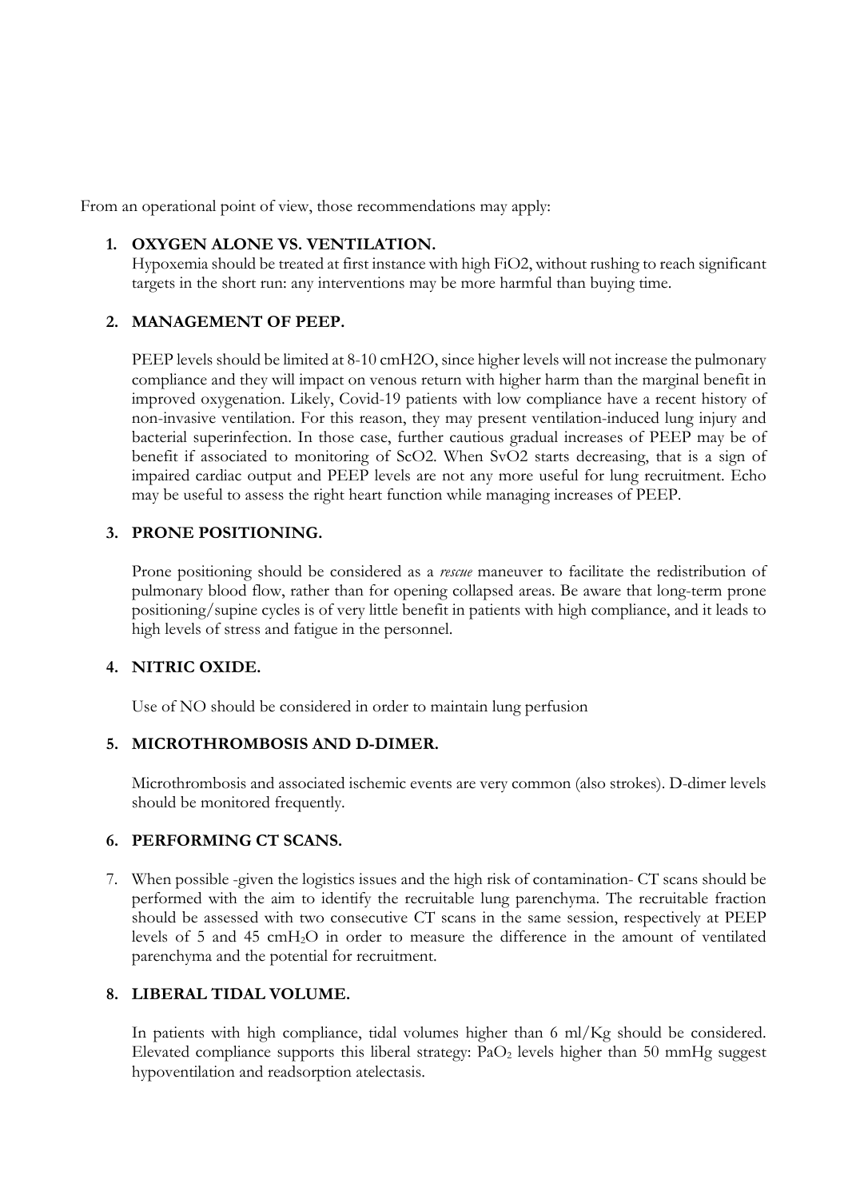From an operational point of view, those recommendations may apply:

1. **OXYGEN ALONE VS. VENTILATION.**
   Hypoxemia should be treated at first instance with high FiO2, without rushing to reach significant targets in the short run: any interventions may be more harmful than buying time.

2. **MANAGEMENT OF PEEP.**

   PEEP levels should be limited at 8-10 cmH2O, since higher levels will not increase the pulmonary compliance and they will impact on venous return with higher harm than the marginal benefit in improved oxygenation. Likely, Covid-19 patients with low compliance have a recent history of non-invasive ventilation. For this reason, they may present ventilation-induced lung injury and bacterial superinfection. In those case, further cautious gradual increases of PEEP may be of benefit if associated to monitoring of ScO2. When SvO2 starts decreasing, that is a sign of impaired cardiac output and PEEP levels are not any more useful for lung recruitment. Echo may be useful to assess the right heart function while managing increases of PEEP.

3. **PRONE POSITIONING.**

   Prone positioning should be considered as a *rescue* maneuver to facilitate the redistribution of pulmonary blood flow, rather than for opening collapsed areas. Be aware that long-term prone positioning/supine cycles is of very little benefit in patients with high compliance, and it leads to high levels of stress and fatigue in the personnel.

4. **NITRIC OXIDE.**

   Use of NO should be considered in order to maintain lung perfusion

5. **MICROTHROMBOSIS AND D-DIMER.**

   Microthrombosis and associated ischemic events are very common (also strokes). D-dimer levels should be monitored frequently.

6. **PERFORMING CT SCANS.**

7. When possible -given the logistics issues and the high risk of contamination- CT scans should be performed with the aim to identify the recruitable lung parenchyma. The recruitable fraction should be assessed with two consecutive CT scans in the same session, respectively at PEEP levels of 5 and 45 $cmH_2O$ in order to measure the difference in the amount of ventilated parenchyma and the potential for recruitment.

8. **LIBERAL TIDAL VOLUME.**

   In patients with high compliance, tidal volumes higher than 6 ml/Kg should be considered. Elevated compliance supports this liberal strategy: $PaO_2$ levels higher than 50 mmHg suggest hypoventilation and readsorption atelectasis.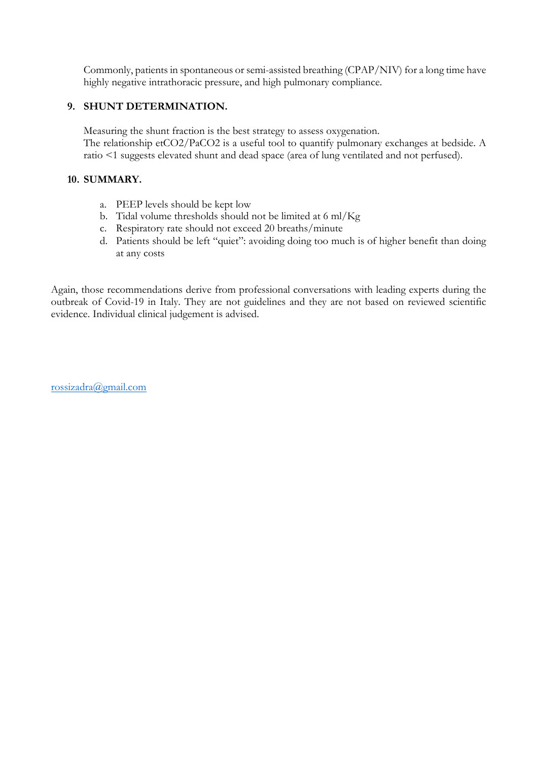Commonly, patients in spontaneous or semi-assisted breathing (CPAP/NIV) for a long time have highly negative intrathoracic pressure, and high pulmonary compliance.

## 9. SHUNT DETERMINATION.

Measuring the shunt fraction is the best strategy to assess oxygenation.
The relationship $etCO_2/PaCO_2$ is a useful tool to quantify pulmonary exchanges at bedside. A ratio <1 suggests elevated shunt and dead space (area of lung ventilated and not perfused).

## 10. SUMMARY.

a. PEEP levels should be kept low
b. Tidal volume thresholds should not be limited at 6 ml/Kg
c. Respiratory rate should not exceed 20 breaths/minute
d. Patients should be left "quiet": avoiding doing too much is of higher benefit than doing at any costs

Again, those recommendations derive from professional conversations with leading experts during the outbreak of Covid-19 in Italy. They are not guidelines and they are not based on reviewed scientific evidence. Individual clinical judgement is advised.

rossizadra@gmail.com